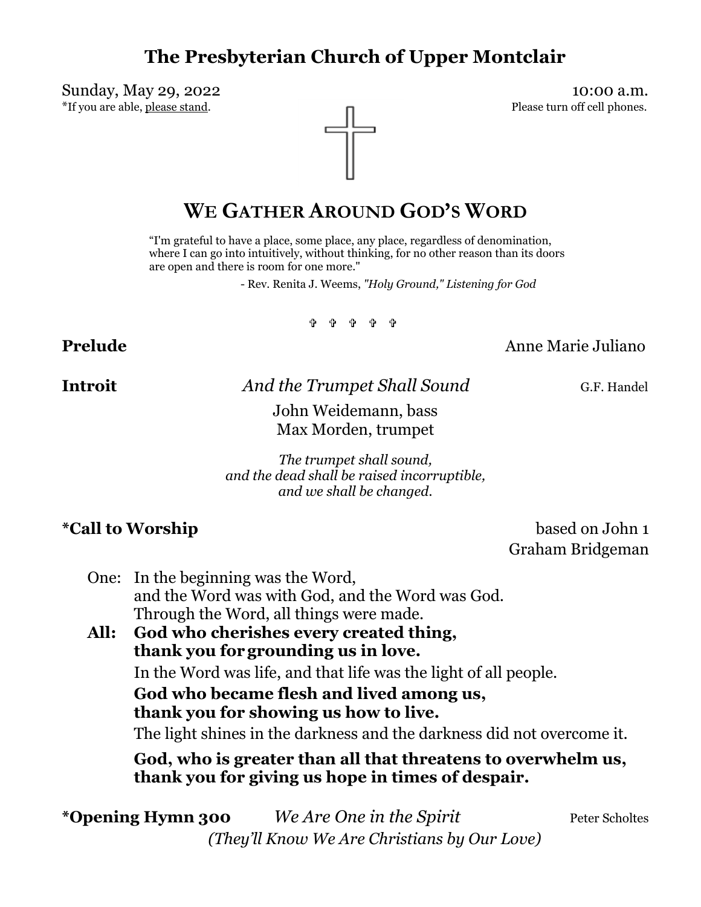# The Presbyterian Church of Upper Montclair

Sunday, May 29, 2022 — 10:00 a.m.

*If you are able, please stand. — Please turn off cell phones.

## WE GATHER AROUND GOD'S WORD

"I'm grateful to have a place, some place, any place, regardless of denomination, where I can go into intuitively, without thinking, for no other reason than its doors are open and there is room for one more."

- Rev. Renita J. Weems, *"Holy Ground," Listening for God*

✞ ✞ ✞ ✞ ✞

**Prelude** — Anne Marie Juliano

**Introit** — *And the Trumpet Shall Sound* — G.F. Handel

John Weidemann, bass
Max Morden, trumpet

*The trumpet shall sound,*
*and the dead shall be raised incorruptible,*
*and we shall be changed.*

**\*Call to Worship** — based on John 1
Graham Bridgeman

One: In the beginning was the Word,
and the Word was with God, and the Word was God.
Through the Word, all things were made.

**All: God who cherishes every created thing,**
**thank you for grounding us in love.**

In the Word was life, and that life was the light of all people.

**God who became flesh and lived among us,**
**thank you for showing us how to live.**

The light shines in the darkness and the darkness did not overcome it.

**God, who is greater than all that threatens to overwhelm us,**
**thank you for giving us hope in times of despair.**

**\*Opening Hymn 300** — *We Are One in the Spirit* — Peter Scholtes
*(They'll Know We Are Christians by Our Love)*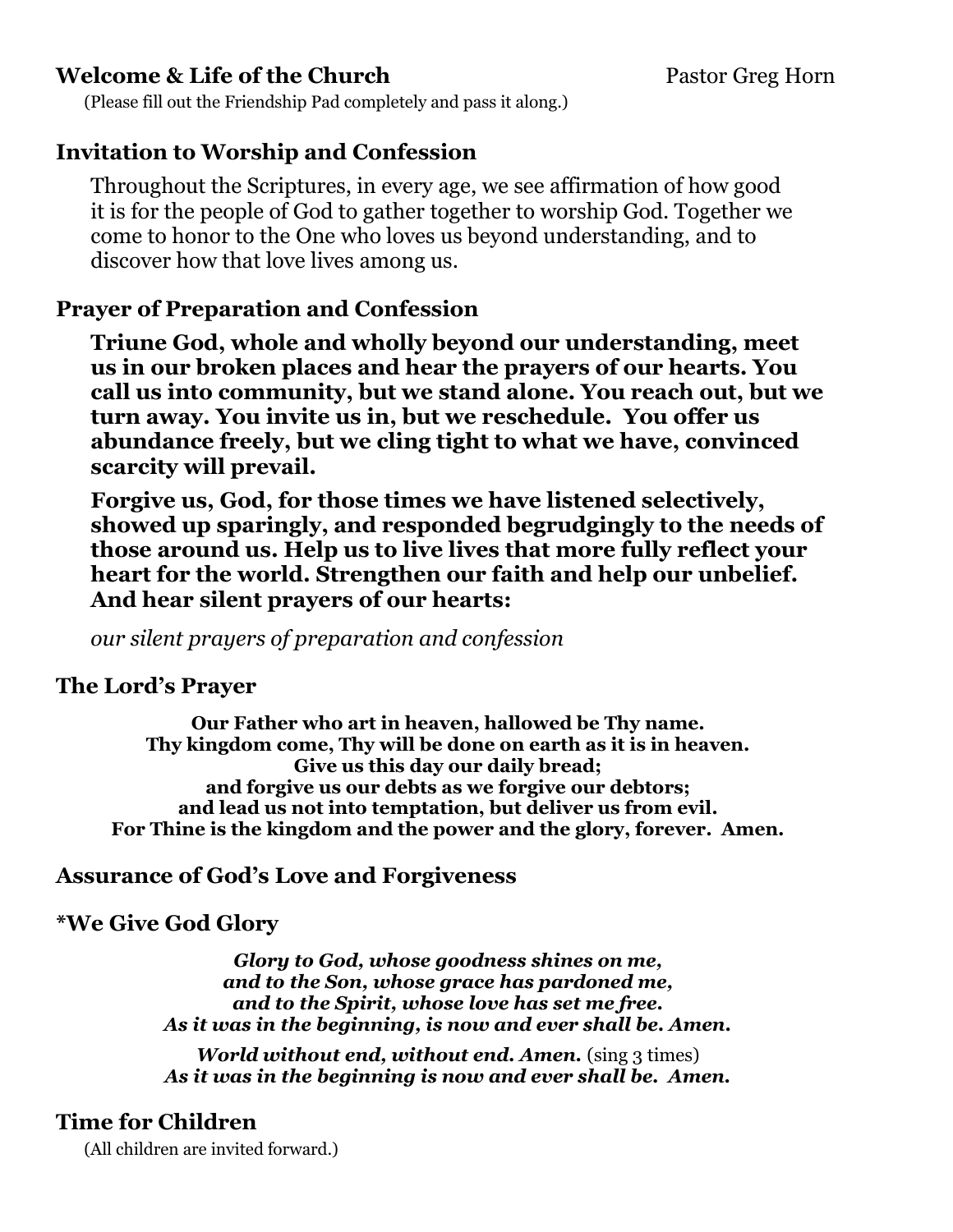## Welcome & Life of the Church Pastor Greg Horn

(Please fill out the Friendship Pad completely and pass it along.)

## Invitation to Worship and Confession

Throughout the Scriptures, in every age, we see affirmation of how good it is for the people of God to gather together to worship God. Together we come to honor to the One who loves us beyond understanding, and to discover how that love lives among us.

## Prayer of Preparation and Confession

**Triune God, whole and wholly beyond our understanding, meet us in our broken places and hear the prayers of our hearts. You call us into community, but we stand alone. You reach out, but we turn away. You invite us in, but we reschedule. You offer us abundance freely, but we cling tight to what we have, convinced scarcity will prevail.**

**Forgive us, God, for those times we have listened selectively, showed up sparingly, and responded begrudgingly to the needs of those around us. Help us to live lives that more fully reflect your heart for the world. Strengthen our faith and help our unbelief. And hear silent prayers of our hearts:**

*our silent prayers of preparation and confession*

## The Lord's Prayer

**Our Father who art in heaven, hallowed be Thy name.**
**Thy kingdom come, Thy will be done on earth as it is in heaven.**
**Give us this day our daily bread;**
**and forgive us our debts as we forgive our debtors;**
**and lead us not into temptation, but deliver us from evil.**
**For Thine is the kingdom and the power and the glory, forever. Amen.**

## Assurance of God's Love and Forgiveness

## *We Give God Glory

***Glory to God, whose goodness shines on me,***
***and to the Son, whose grace has pardoned me,***
***and to the Spirit, whose love has set me free.***
***As it was in the beginning, is now and ever shall be. Amen.***

***World without end, without end. Amen.*** (sing 3 times)
***As it was in the beginning is now and ever shall be. Amen.***

## Time for Children

(All children are invited forward.)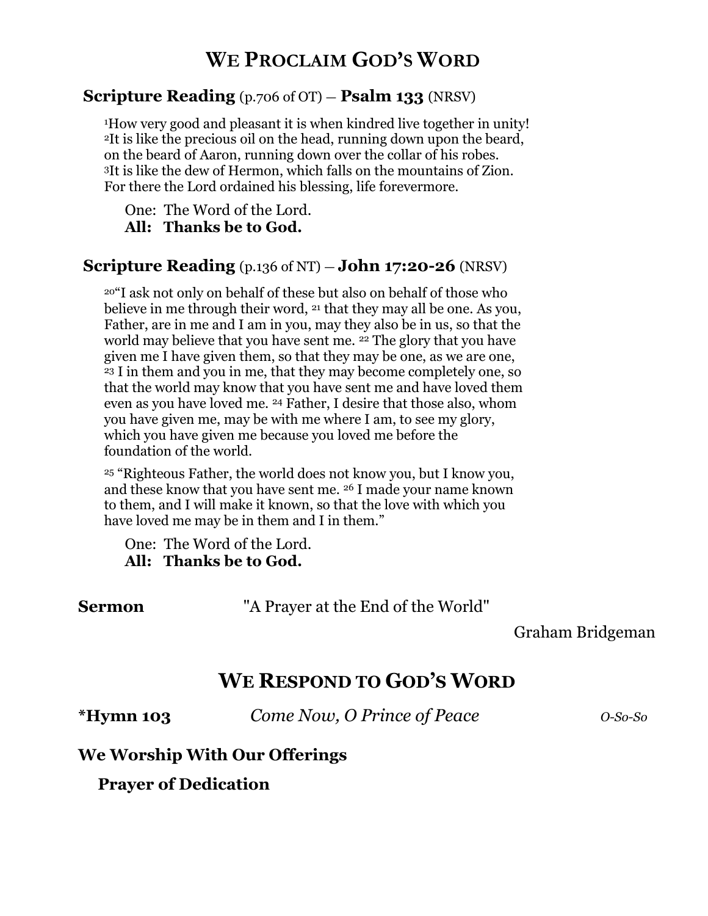# WE PROCLAIM GOD'S WORD

**Scripture Reading** (p.706 of OT) – **Psalm 133** (NRSV)

[1]How very good and pleasant it is when kindred live together in unity! [2]It is like the precious oil on the head, running down upon the beard, on the beard of Aaron, running down over the collar of his robes. [3]It is like the dew of Hermon, which falls on the mountains of Zion. For there the Lord ordained his blessing, life forevermore.

One: The Word of the Lord.
**All: Thanks be to God.**

**Scripture Reading** (p.136 of NT) – **John 17:20-26** (NRSV)

[20]"I ask not only on behalf of these but also on behalf of those who believe in me through their word, [21] that they may all be one. As you, Father, are in me and I am in you, may they also be in us, so that the world may believe that you have sent me. [22] The glory that you have given me I have given them, so that they may be one, as we are one, [23] I in them and you in me, that they may become completely one, so that the world may know that you have sent me and have loved them even as you have loved me. [24] Father, I desire that those also, whom you have given me, may be with me where I am, to see my glory, which you have given me because you loved me before the foundation of the world.

[25] "Righteous Father, the world does not know you, but I know you, and these know that you have sent me. [26] I made your name known to them, and I will make it known, so that the love with which you have loved me may be in them and I in them."

One: The Word of the Lord.
**All: Thanks be to God.**

**Sermon** "A Prayer at the End of the World"

Graham Bridgeman

# WE RESPOND TO GOD'S WORD

**\*Hymn 103** *Come Now, O Prince of Peace* *O-So-So*

**We Worship With Our Offerings**

**Prayer of Dedication**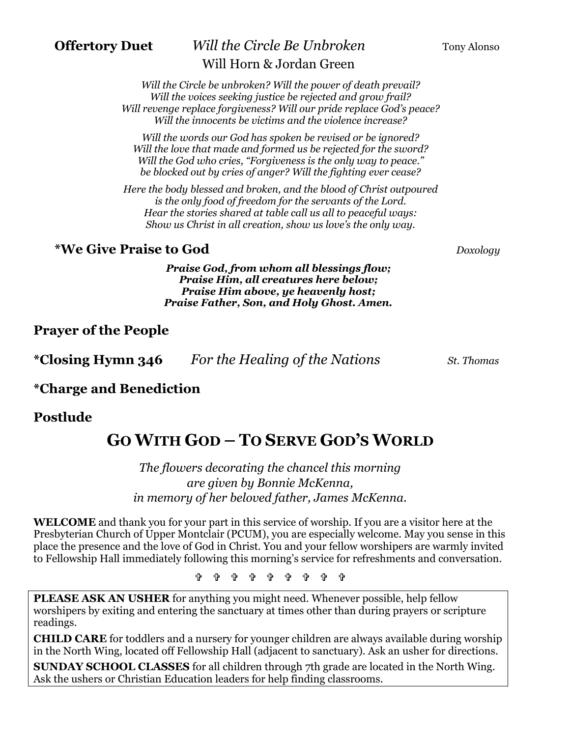**Offertory Duet** *Will the Circle Be Unbroken* Tony Alonso

Will Horn & Jordan Green

*Will the Circle be unbroken? Will the power of death prevail?*
*Will the voices seeking justice be rejected and grow frail?*
*Will revenge replace forgiveness? Will our pride replace God's peace?*
*Will the innocents be victims and the violence increase?*

*Will the words our God has spoken be revised or be ignored?*
*Will the love that made and formed us be rejected for the sword?*
*Will the God who cries, "Forgiveness is the only way to peace."*
*be blocked out by cries of anger? Will the fighting ever cease?*

*Here the body blessed and broken, and the blood of Christ outpoured*
*is the only food of freedom for the servants of the Lord.*
*Hear the stories shared at table call us all to peaceful ways:*
*Show us Christ in all creation, show us love's the only way.*

**\*We Give Praise to God** *Doxology*

***Praise God, from whom all blessings flow;***
***Praise Him, all creatures here below;***
***Praise Him above, ye heavenly host;***
***Praise Father, Son, and Holy Ghost. Amen.***

**Prayer of the People**

**\*Closing Hymn 346** *For the Healing of the Nations* *St. Thomas*

**\*Charge and Benediction**

**Postlude**

## GO WITH GOD – TO SERVE GOD'S WORLD

*The flowers decorating the chancel this morning*
*are given by Bonnie McKenna,*
*in memory of her beloved father, James McKenna.*

**WELCOME** and thank you for your part in this service of worship. If you are a visitor here at the Presbyterian Church of Upper Montclair (PCUM), you are especially welcome. May you sense in this place the presence and the love of God in Christ. You and your fellow worshipers are warmly invited to Fellowship Hall immediately following this morning's service for refreshments and conversation.

✞ ✞ ✞ ✞ ✞ ✞ ✞ ✞ ✞

**PLEASE ASK AN USHER** for anything you might need. Whenever possible, help fellow worshipers by exiting and entering the sanctuary at times other than during prayers or scripture readings.

**CHILD CARE** for toddlers and a nursery for younger children are always available during worship in the North Wing, located off Fellowship Hall (adjacent to sanctuary). Ask an usher for directions.

**SUNDAY SCHOOL CLASSES** for all children through 7th grade are located in the North Wing. Ask the ushers or Christian Education leaders for help finding classrooms.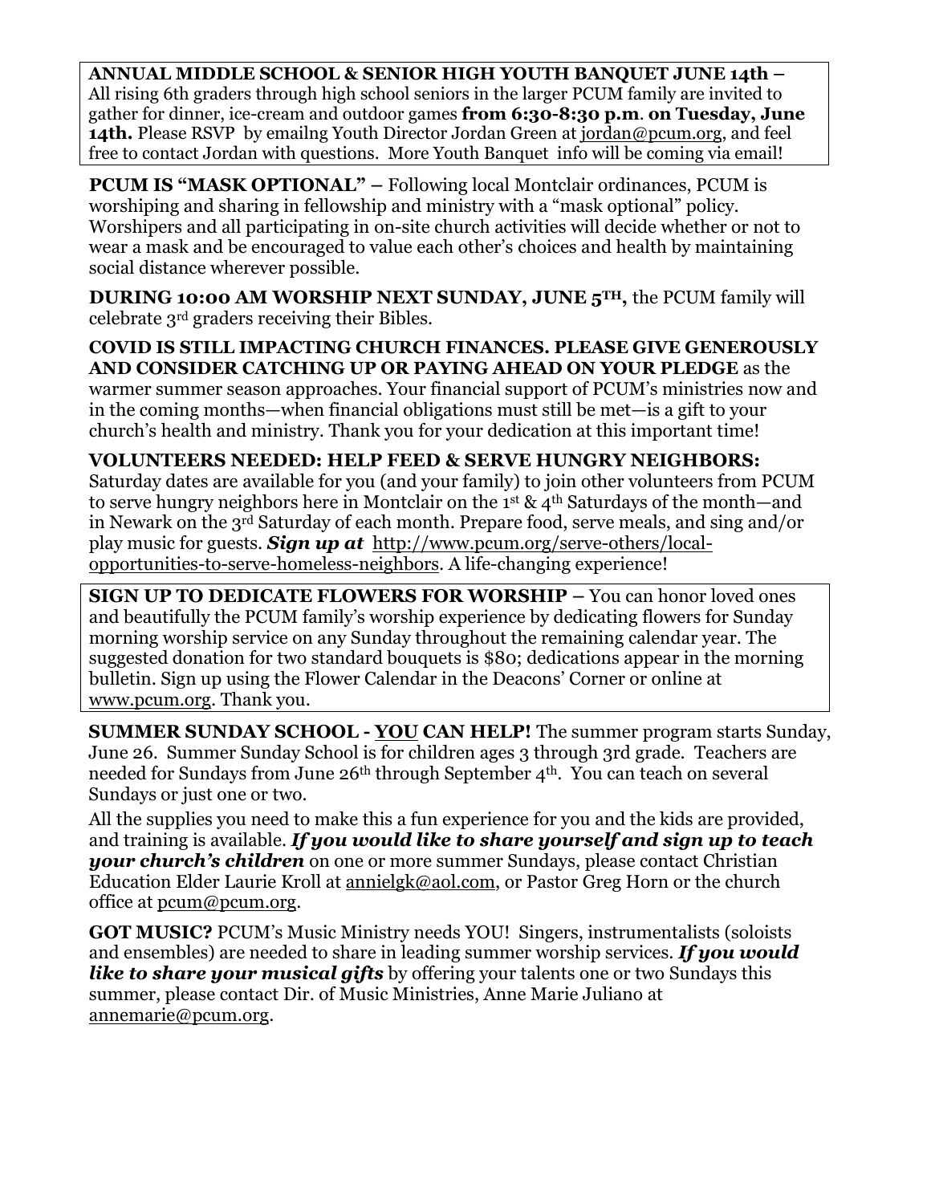**ANNUAL MIDDLE SCHOOL & SENIOR HIGH YOUTH BANQUET JUNE 14th –** All rising 6th graders through high school seniors in the larger PCUM family are invited to gather for dinner, ice-cream and outdoor games **from 6:30-8:30 p.m**. **on Tuesday, June 14th.** Please RSVP by emailng Youth Director Jordan Green at jordan@pcum.org, and feel free to contact Jordan with questions. More Youth Banquet info will be coming via email!

**PCUM IS "MASK OPTIONAL" –** Following local Montclair ordinances, PCUM is worshiping and sharing in fellowship and ministry with a "mask optional" policy. Worshipers and all participating in on-site church activities will decide whether or not to wear a mask and be encouraged to value each other's choices and health by maintaining social distance wherever possible.

**DURING 10:00 AM WORSHIP NEXT SUNDAY, JUNE 5TH,** the PCUM family will celebrate 3rd graders receiving their Bibles.

**COVID IS STILL IMPACTING CHURCH FINANCES. PLEASE GIVE GENEROUSLY AND CONSIDER CATCHING UP OR PAYING AHEAD ON YOUR PLEDGE** as the warmer summer season approaches. Your financial support of PCUM's ministries now and in the coming months—when financial obligations must still be met—is a gift to your church's health and ministry. Thank you for your dedication at this important time!

**VOLUNTEERS NEEDED: HELP FEED & SERVE HUNGRY NEIGHBORS:** Saturday dates are available for you (and your family) to join other volunteers from PCUM to serve hungry neighbors here in Montclair on the 1st & 4th Saturdays of the month—and in Newark on the 3rd Saturday of each month. Prepare food, serve meals, and sing and/or play music for guests. ***Sign up at*** http://www.pcum.org/serve-others/local-opportunities-to-serve-homeless-neighbors. A life-changing experience!

**SIGN UP TO DEDICATE FLOWERS FOR WORSHIP –** You can honor loved ones and beautifully the PCUM family's worship experience by dedicating flowers for Sunday morning worship service on any Sunday throughout the remaining calendar year. The suggested donation for two standard bouquets is $80; dedications appear in the morning bulletin. Sign up using the Flower Calendar in the Deacons' Corner or online at www.pcum.org. Thank you.

**SUMMER SUNDAY SCHOOL - YOU CAN HELP!** The summer program starts Sunday, June 26. Summer Sunday School is for children ages 3 through 3rd grade. Teachers are needed for Sundays from June 26th through September 4th. You can teach on several Sundays or just one or two.

All the supplies you need to make this a fun experience for you and the kids are provided, and training is available. ***If you would like to share yourself and sign up to teach your church's children*** on one or more summer Sundays, please contact Christian Education Elder Laurie Kroll at annielgk@aol.com, or Pastor Greg Horn or the church office at pcum@pcum.org.

**GOT MUSIC?** PCUM's Music Ministry needs YOU! Singers, instrumentalists (soloists and ensembles) are needed to share in leading summer worship services. ***If you would like to share your musical gifts*** by offering your talents one or two Sundays this summer, please contact Dir. of Music Ministries, Anne Marie Juliano at annemarie@pcum.org.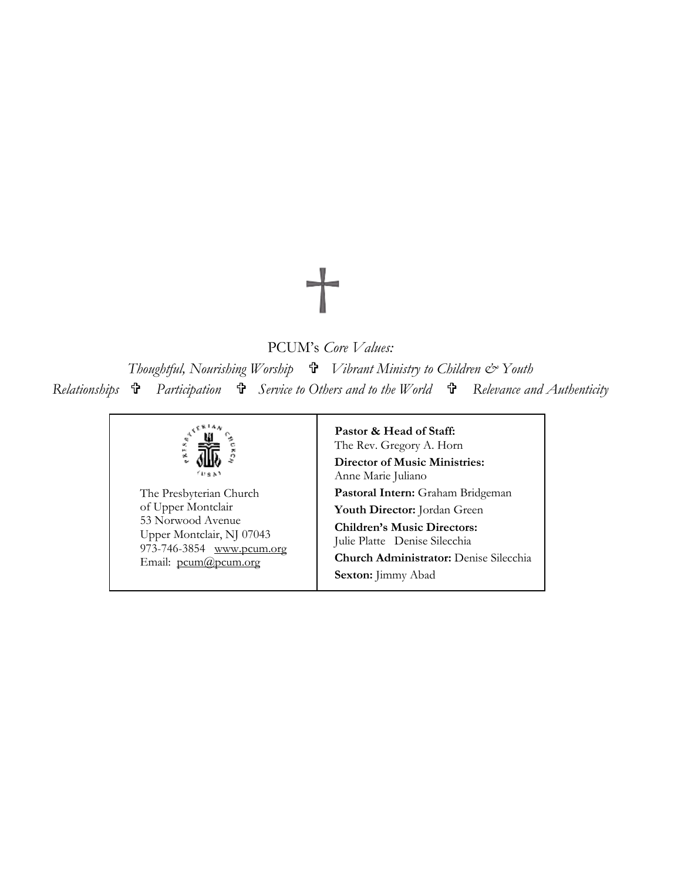PCUM's *Core Values:*

*Thoughtful, Nourishing Worship* ✞ *Vibrant Ministry to Children & Youth*

*Relationships* ✞ *Participation* ✞ *Service to Others and to the World* ✞ *Relevance and Authenticity*

| | |
|---|---|
| The Presbyterian Church<br>of Upper Montclair<br>53 Norwood Avenue<br>Upper Montclair, NJ 07043<br>973-746-3854 www.pcum.org<br>Email: pcum@pcum.org | **Pastor & Head of Staff:**<br>The Rev. Gregory A. Horn<br>**Director of Music Ministries:**<br>Anne Marie Juliano<br>**Pastoral Intern:** Graham Bridgeman<br>**Youth Director:** Jordan Green<br>**Children's Music Directors:**<br>Julie Platte Denise Silecchia<br>**Church Administrator:** Denise Silecchia<br>**Sexton:** Jimmy Abad |